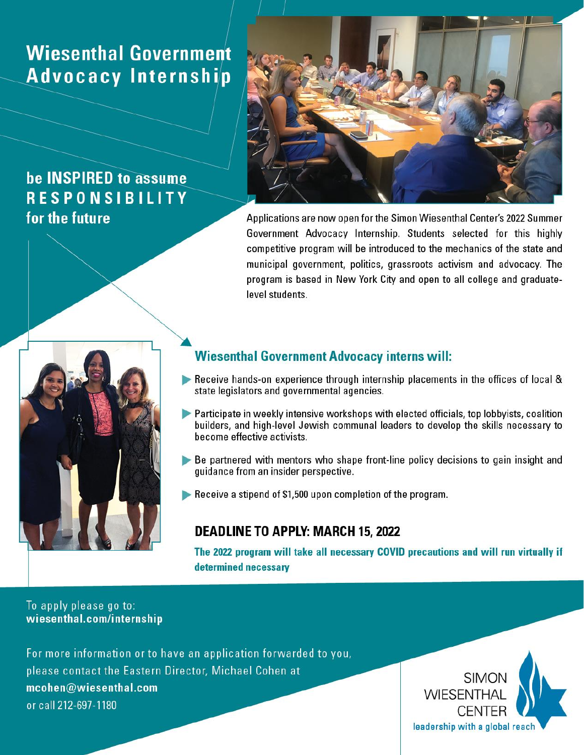# Wiesenthal Government Advocacy Internship

## be INSPIRED to assume RESPONSIBILITY for the future

Applications are now open for the Simon Wiesenthal Center's 2022 Summer Government Advocacy Internship. Students selected for this highly competitive program will be introduced to the mechanics of the state and municipal government, politics, grassroots activism and advocacy. The program is based in New York City and open to all college and graduate-level students.

### Wiesenthal Government Advocacy interns will:

- Receive hands-on experience through internship placements in the offices of local & state legislators and governmental agencies.
- Participate in weekly intensive workshops with elected officials, top lobbyists, coalition builders, and high-level Jewish communal leaders to develop the skills necessary to become effective activists.
- Be partnered with mentors who shape front-line policy decisions to gain insight and guidance from an insider perspective.
- Receive a stipend of $1,500 upon completion of the program.

### DEADLINE TO APPLY: MARCH 15, 2022

**The 2022 program will take all necessary COVID precautions and will run virtually if determined necessary**

To apply please go to:
**wiesenthal.com/internship**

For more information or to have an application forwarded to you, please contact the Eastern Director, Michael Cohen at **mcohen@wiesenthal.com** or call 212-697-1180

SIMON WIESENTHAL CENTER
leadership with a global reach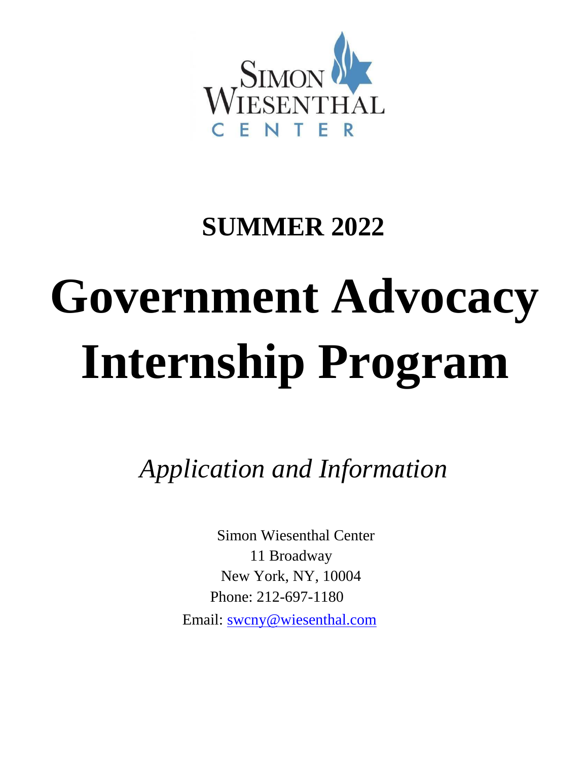SIMON WIESENTHAL CENTER

**SUMMER 2022**

# Government Advocacy Internship Program

*Application and Information*

Simon Wiesenthal Center
11 Broadway
New York, NY, 10004
Phone: 212-697-1180
Email: swcny@wiesenthal.com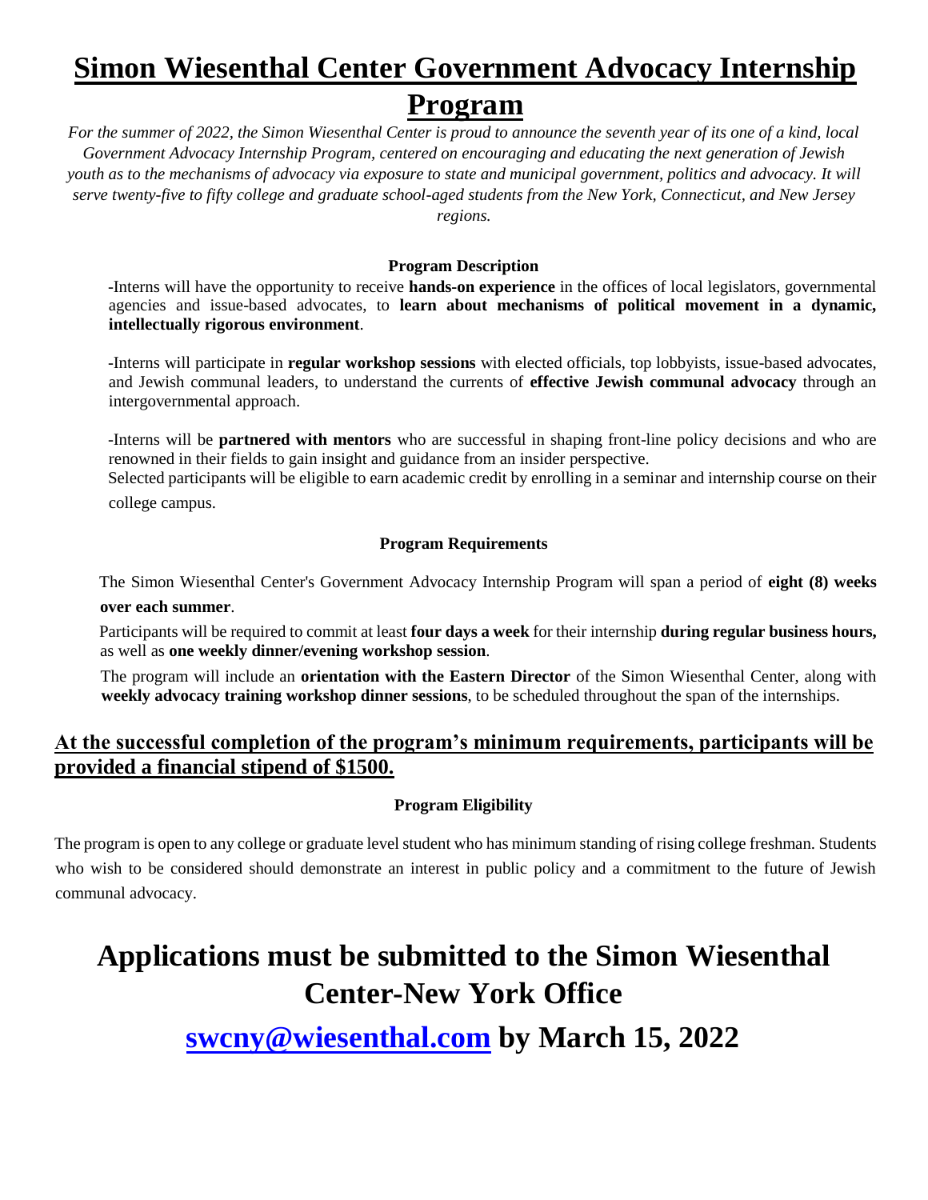# Simon Wiesenthal Center Government Advocacy Internship Program

*For the summer of 2022, the Simon Wiesenthal Center is proud to announce the seventh year of its one of a kind, local Government Advocacy Internship Program, centered on encouraging and educating the next generation of Jewish youth as to the mechanisms of advocacy via exposure to state and municipal government, politics and advocacy. It will serve twenty-five to fifty college and graduate school-aged students from the New York, Connecticut, and New Jersey regions.*

### Program Description

-Interns will have the opportunity to receive **hands-on experience** in the offices of local legislators, governmental agencies and issue-based advocates, to **learn about mechanisms of political movement in a dynamic, intellectually rigorous environment**.

-Interns will participate in **regular workshop sessions** with elected officials, top lobbyists, issue-based advocates, and Jewish communal leaders, to understand the currents of **effective Jewish communal advocacy** through an intergovernmental approach.

-Interns will be **partnered with mentors** who are successful in shaping front-line policy decisions and who are renowned in their fields to gain insight and guidance from an insider perspective.

Selected participants will be eligible to earn academic credit by enrolling in a seminar and internship course on their college campus.

### Program Requirements

The Simon Wiesenthal Center's Government Advocacy Internship Program will span a period of **eight (8) weeks over each summer**.

Participants will be required to commit at least **four days a week** for their internship **during regular business hours,** as well as **one weekly dinner/evening workshop session**.

The program will include an **orientation with the Eastern Director** of the Simon Wiesenthal Center, along with **weekly advocacy training workshop dinner sessions**, to be scheduled throughout the span of the internships.

## At the successful completion of the program's minimum requirements, participants will be provided a financial stipend of $1500.

### Program Eligibility

The program is open to any college or graduate level student who has minimum standing of rising college freshman. Students who wish to be considered should demonstrate an interest in public policy and a commitment to the future of Jewish communal advocacy.

# Applications must be submitted to the Simon Wiesenthal Center-New York Office

# swcny@wiesenthal.com by March 15, 2022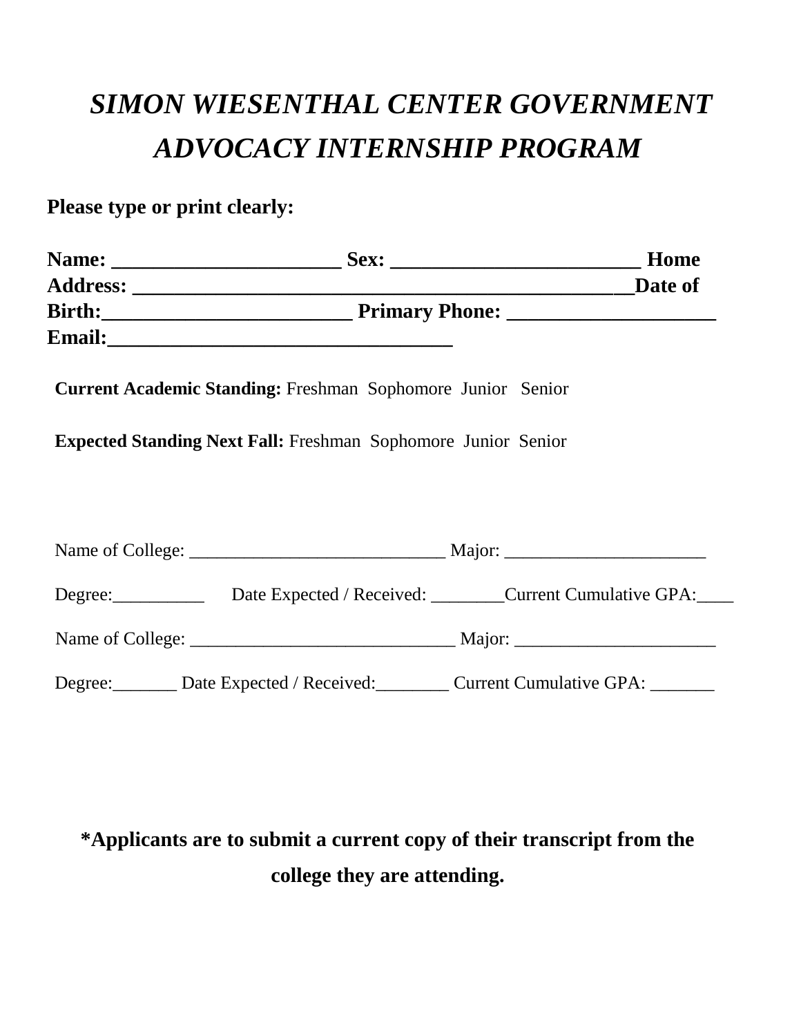# *SIMON WIESENTHAL CENTER GOVERNMENT ADVOCACY INTERNSHIP PROGRAM*

**Please type or print clearly:**

**Name: ______________________ Sex: ________________________ Home Address: __________________________________________________Date of Birth:________________________ Primary Phone: ____________________ Email:__________________________________**

**Current Academic Standing:** Freshman Sophomore Junior Senior

**Expected Standing Next Fall:** Freshman Sophomore Junior Senior

Name of College: ____________________________ Major: ______________________

Degree:__________ Date Expected / Received: ________Current Cumulative GPA:____

Name of College: _____________________________ Major: ______________________

Degree:_______ Date Expected / Received:________ Current Cumulative GPA: _______

**\*Applicants are to submit a current copy of their transcript from the college they are attending.**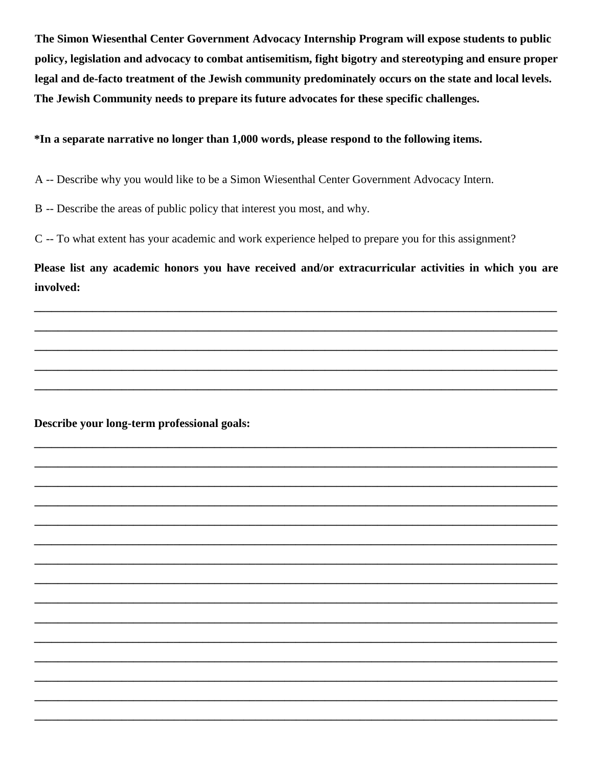**The Simon Wiesenthal Center Government Advocacy Internship Program will expose students to public policy, legislation and advocacy to combat antisemitism, fight bigotry and stereotyping and ensure proper legal and de-facto treatment of the Jewish community predominately occurs on the state and local levels. The Jewish Community needs to prepare its future advocates for these specific challenges.**

***In a separate narrative no longer than 1,000 words, please respond to the following items.**

A -- Describe why you would like to be a Simon Wiesenthal Center Government Advocacy Intern.

B -- Describe the areas of public policy that interest you most, and why.

C -- To what extent has your academic and work experience helped to prepare you for this assignment?

**Please list any academic honors you have received and/or extracurricular activities in which you are involved:**

______________________________________________________________________________

______________________________________________________________________________

______________________________________________________________________________

______________________________________________________________________________

______________________________________________________________________________

**Describe your long-term professional goals:**

______________________________________________________________________________

______________________________________________________________________________

______________________________________________________________________________

______________________________________________________________________________

______________________________________________________________________________

______________________________________________________________________________

______________________________________________________________________________

______________________________________________________________________________

______________________________________________________________________________

______________________________________________________________________________

______________________________________________________________________________

______________________________________________________________________________

______________________________________________________________________________

______________________________________________________________________________

______________________________________________________________________________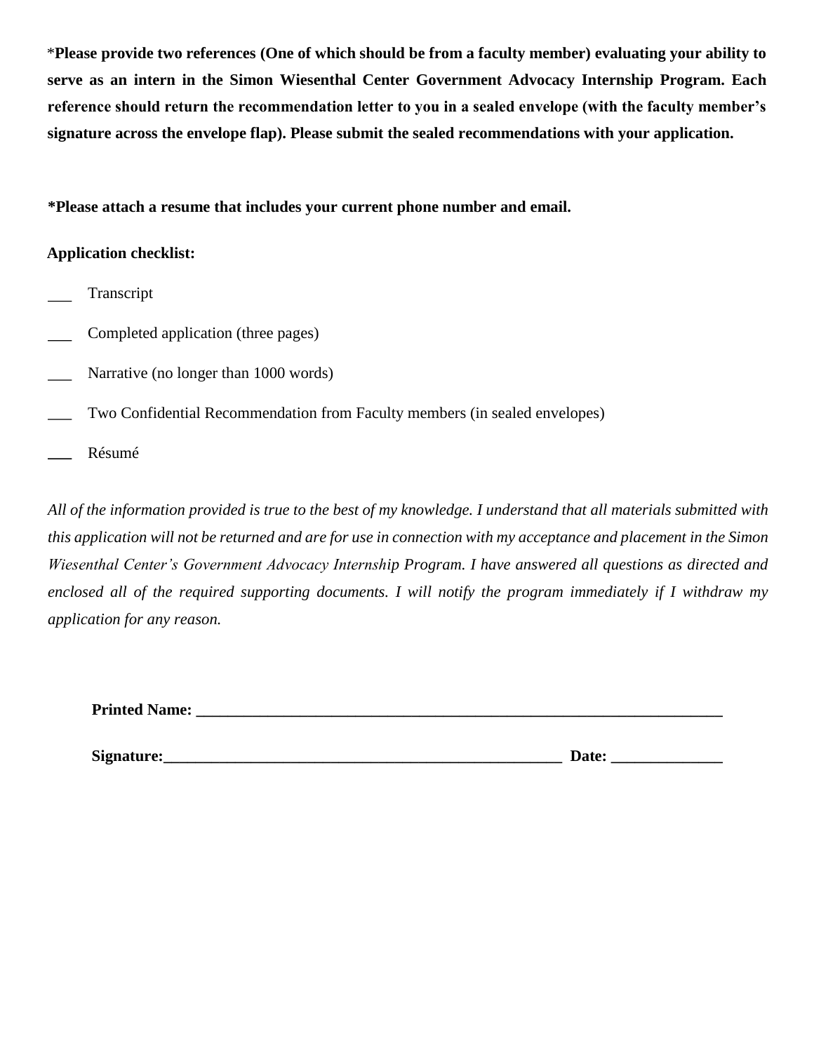***Please provide two references (One of which should be from a faculty member) evaluating your ability to serve as an intern in the Simon Wiesenthal Center Government Advocacy Internship Program. Each reference should return the recommendation letter to you in a sealed envelope (with the faculty member's signature across the envelope flap). Please submit the sealed recommendations with your application.**

***Please attach a resume that includes your current phone number and email.**

**Application checklist:**

___ Transcript

___ Completed application (three pages)

___ Narrative (no longer than 1000 words)

___ Two Confidential Recommendation from Faculty members (in sealed envelopes)

___ Résumé

*All of the information provided is true to the best of my knowledge. I understand that all materials submitted with this application will not be returned and are for use in connection with my acceptance and placement in the Simon Wiesenthal Center's Government Advocacy Internship Program. I have answered all questions as directed and enclosed all of the required supporting documents. I will notify the program immediately if I withdraw my application for any reason.*

**Printed Name:** ___________________________________________________________________

**Signature:**_________________________________________________ **Date:** ______________